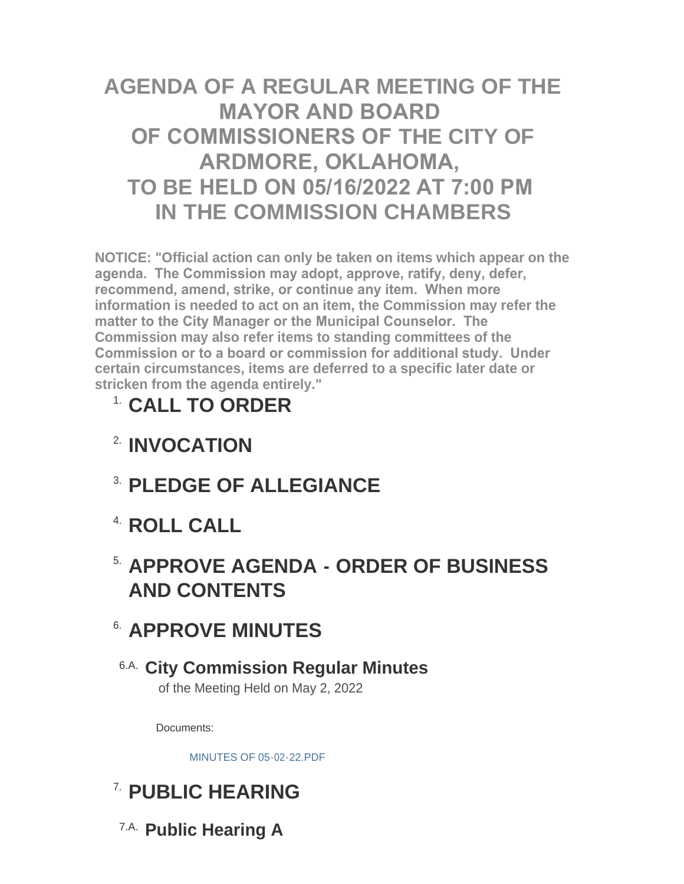# AGENDA OF A REGULAR MEETING OF THE MAYOR AND BOARD OF COMMISSIONERS OF THE CITY OF ARDMORE, OKLAHOMA, TO BE HELD ON 05/16/2022 AT 7:00 PM IN THE COMMISSION CHAMBERS

**NOTICE: "Official action can only be taken on items which appear on the agenda. The Commission may adopt, approve, ratify, deny, defer, recommend, amend, strike, or continue any item. When more information is needed to act on an item, the Commission may refer the matter to the City Manager or the Municipal Counselor. The Commission may also refer items to standing committees of the Commission or to a board or commission for additional study. Under certain circumstances, items are deferred to a specific later date or stricken from the agenda entirely."**

## 1. CALL TO ORDER

## 2. INVOCATION

## 3. PLEDGE OF ALLEGIANCE

## 4. ROLL CALL

## 5. APPROVE AGENDA - ORDER OF BUSINESS AND CONTENTS

## 6. APPROVE MINUTES

### 6.A. City Commission Regular Minutes

of the Meeting Held on May 2, 2022

Documents:

MINUTES OF 05-02-22.PDF

## 7. PUBLIC HEARING

### 7.A. Public Hearing A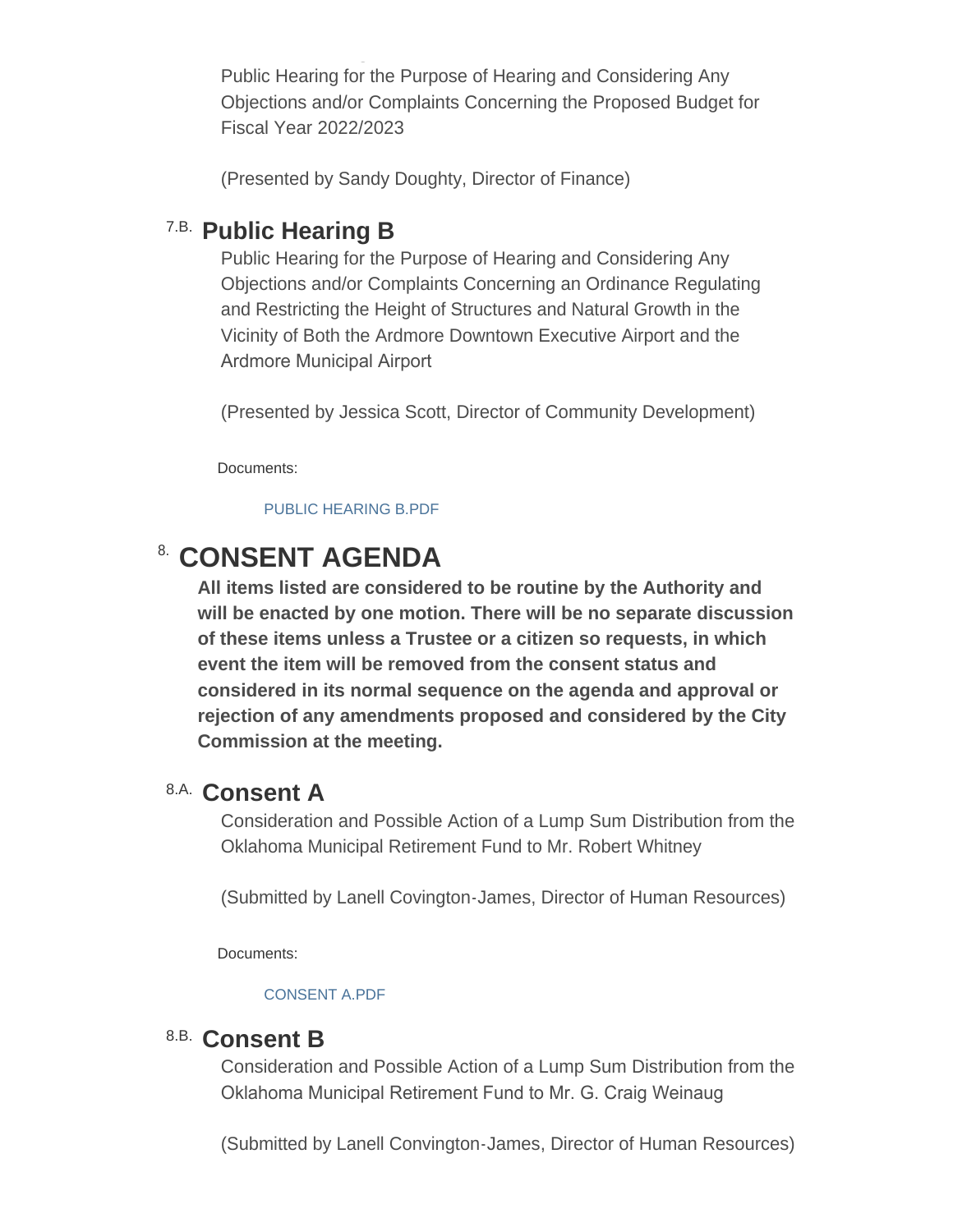Public Hearing for the Purpose of Hearing and Considering Any Objections and/or Complaints Concerning the Proposed Budget for Fiscal Year 2022/2023

(Presented by Sandy Doughty, Director of Finance)

### 7.B. Public Hearing B

Public Hearing for the Purpose of Hearing and Considering Any Objections and/or Complaints Concerning an Ordinance Regulating and Restricting the Height of Structures and Natural Growth in the Vicinity of Both the Ardmore Downtown Executive Airport and the Ardmore Municipal Airport

(Presented by Jessica Scott, Director of Community Development)

Documents:

PUBLIC HEARING B.PDF

## 8. CONSENT AGENDA

**All items listed are considered to be routine by the Authority and will be enacted by one motion. There will be no separate discussion of these items unless a Trustee or a citizen so requests, in which event the item will be removed from the consent status and considered in its normal sequence on the agenda and approval or rejection of any amendments proposed and considered by the City Commission at the meeting.**

### 8.A. Consent A

Consideration and Possible Action of a Lump Sum Distribution from the Oklahoma Municipal Retirement Fund to Mr. Robert Whitney

(Submitted by Lanell Covington-James, Director of Human Resources)

Documents:

CONSENT A.PDF

### 8.B. Consent B

Consideration and Possible Action of a Lump Sum Distribution from the Oklahoma Municipal Retirement Fund to Mr. G. Craig Weinaug

(Submitted by Lanell Convington-James, Director of Human Resources)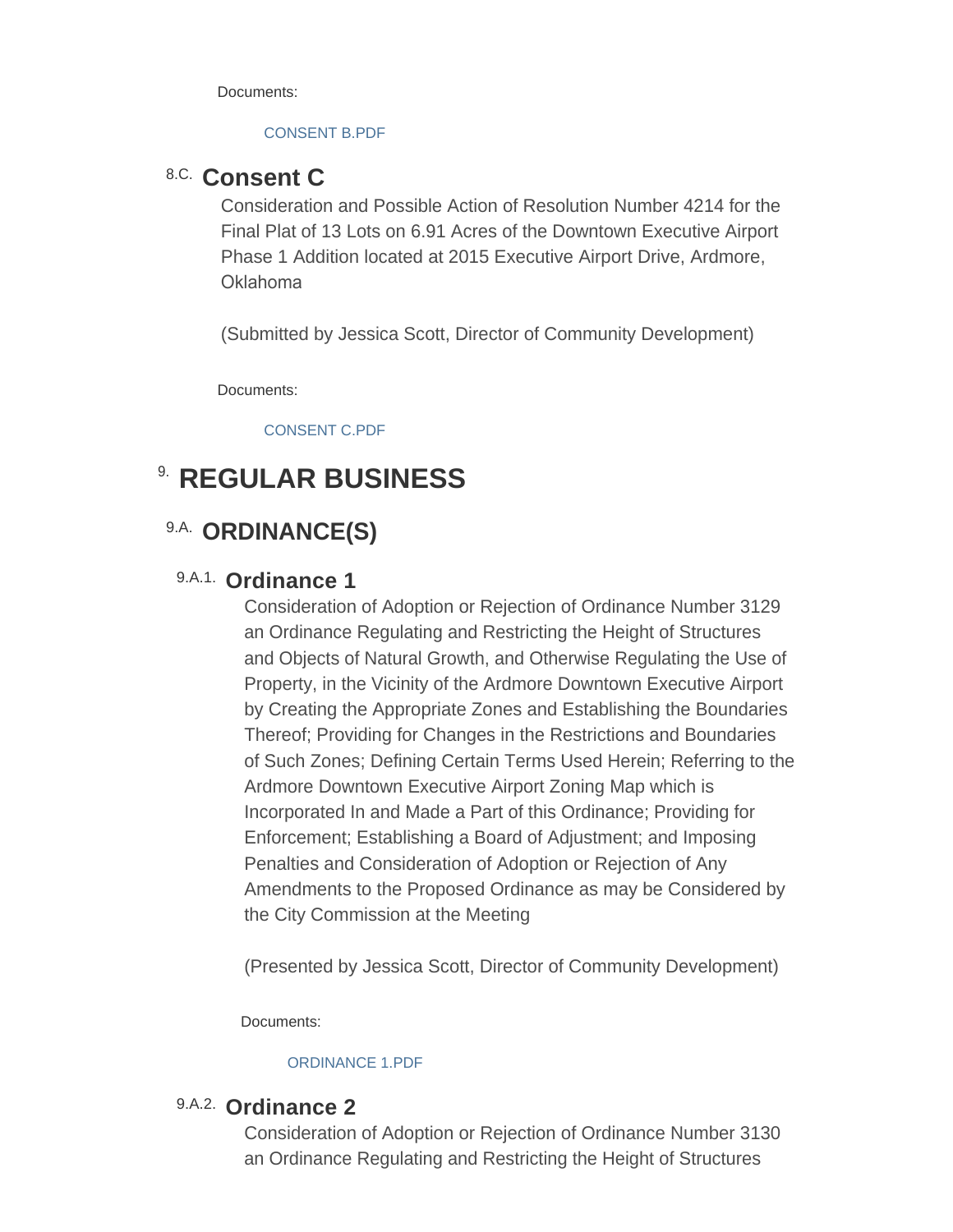Documents:

CONSENT B.PDF

### 8.C. Consent C

Consideration and Possible Action of Resolution Number 4214 for the Final Plat of 13 Lots on 6.91 Acres of the Downtown Executive Airport Phase 1 Addition located at 2015 Executive Airport Drive, Ardmore, Oklahoma

(Submitted by Jessica Scott, Director of Community Development)

Documents:

CONSENT C.PDF

# 9. REGULAR BUSINESS

## 9.A. ORDINANCE(S)

### 9.A.1. Ordinance 1

Consideration of Adoption or Rejection of Ordinance Number 3129 an Ordinance Regulating and Restricting the Height of Structures and Objects of Natural Growth, and Otherwise Regulating the Use of Property, in the Vicinity of the Ardmore Downtown Executive Airport by Creating the Appropriate Zones and Establishing the Boundaries Thereof; Providing for Changes in the Restrictions and Boundaries of Such Zones; Defining Certain Terms Used Herein; Referring to the Ardmore Downtown Executive Airport Zoning Map which is Incorporated In and Made a Part of this Ordinance; Providing for Enforcement; Establishing a Board of Adjustment; and Imposing Penalties and Consideration of Adoption or Rejection of Any Amendments to the Proposed Ordinance as may be Considered by the City Commission at the Meeting

(Presented by Jessica Scott, Director of Community Development)

Documents:

ORDINANCE 1.PDF

### 9.A.2. Ordinance 2

Consideration of Adoption or Rejection of Ordinance Number 3130 an Ordinance Regulating and Restricting the Height of Structures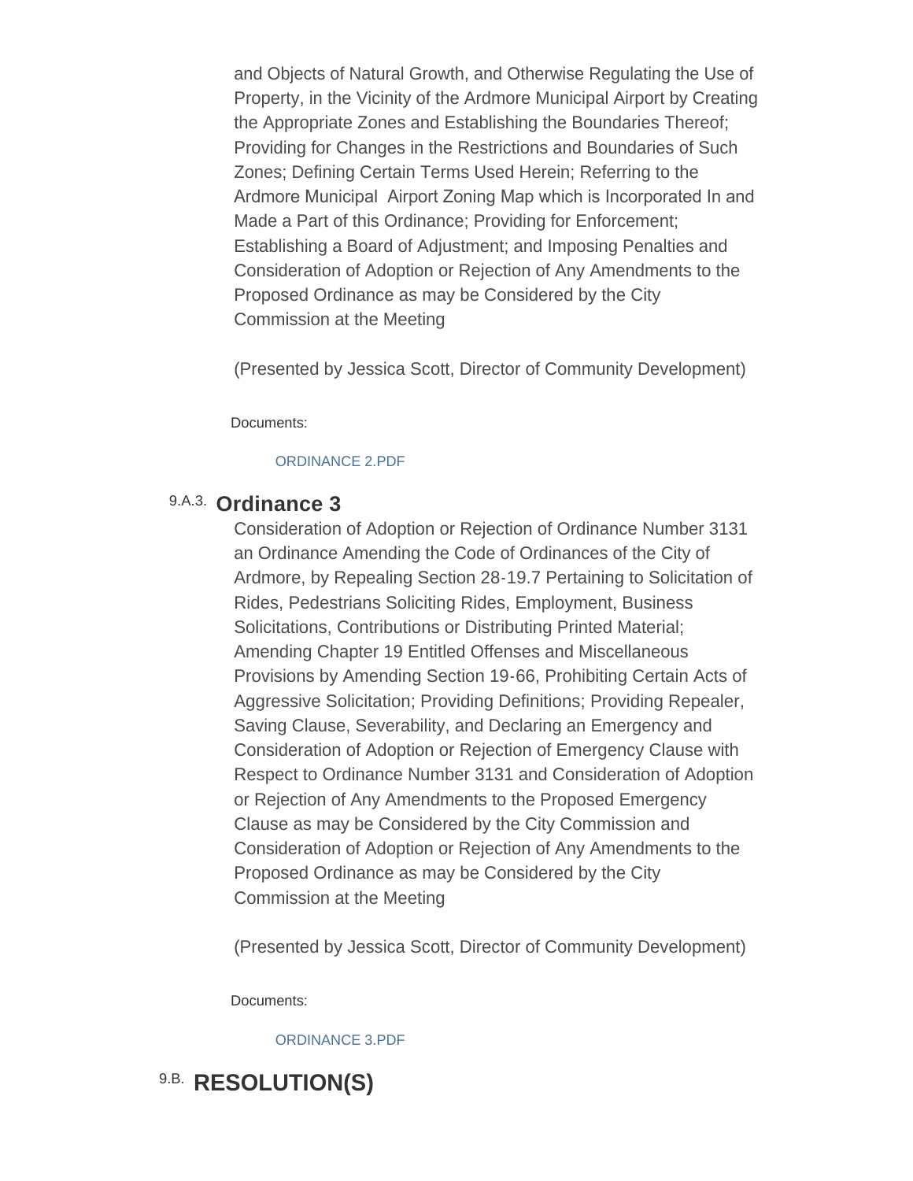and Objects of Natural Growth, and Otherwise Regulating the Use of Property, in the Vicinity of the Ardmore Municipal Airport by Creating the Appropriate Zones and Establishing the Boundaries Thereof; Providing for Changes in the Restrictions and Boundaries of Such Zones; Defining Certain Terms Used Herein; Referring to the Ardmore Municipal Airport Zoning Map which is Incorporated In and Made a Part of this Ordinance; Providing for Enforcement; Establishing a Board of Adjustment; and Imposing Penalties and Consideration of Adoption or Rejection of Any Amendments to the Proposed Ordinance as may be Considered by the City Commission at the Meeting

(Presented by Jessica Scott, Director of Community Development)

Documents:

ORDINANCE 2.PDF

### 9.A.3. Ordinance 3

Consideration of Adoption or Rejection of Ordinance Number 3131 an Ordinance Amending the Code of Ordinances of the City of Ardmore, by Repealing Section 28-19.7 Pertaining to Solicitation of Rides, Pedestrians Soliciting Rides, Employment, Business Solicitations, Contributions or Distributing Printed Material; Amending Chapter 19 Entitled Offenses and Miscellaneous Provisions by Amending Section 19-66, Prohibiting Certain Acts of Aggressive Solicitation; Providing Definitions; Providing Repealer, Saving Clause, Severability, and Declaring an Emergency and Consideration of Adoption or Rejection of Emergency Clause with Respect to Ordinance Number 3131 and Consideration of Adoption or Rejection of Any Amendments to the Proposed Emergency Clause as may be Considered by the City Commission and Consideration of Adoption or Rejection of Any Amendments to the Proposed Ordinance as may be Considered by the City Commission at the Meeting

(Presented by Jessica Scott, Director of Community Development)

Documents:

ORDINANCE 3.PDF

## 9.B. RESOLUTION(S)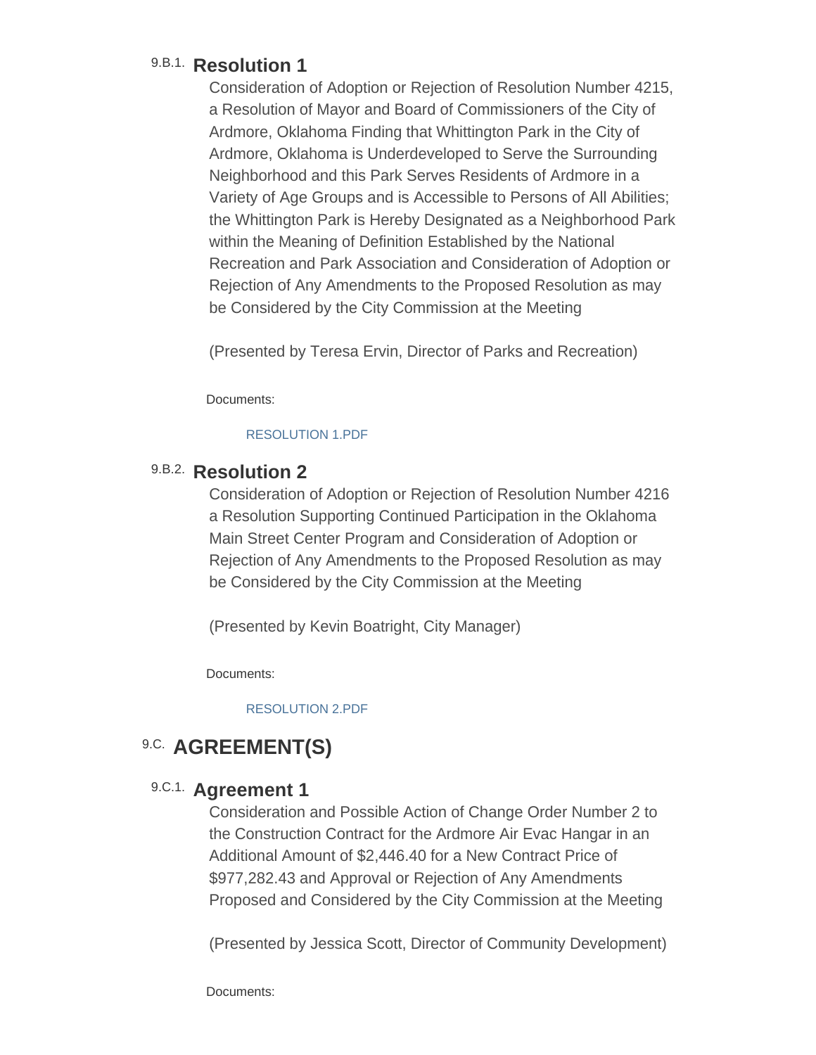### 9.B.1. Resolution 1

Consideration of Adoption or Rejection of Resolution Number 4215, a Resolution of Mayor and Board of Commissioners of the City of Ardmore, Oklahoma Finding that Whittington Park in the City of Ardmore, Oklahoma is Underdeveloped to Serve the Surrounding Neighborhood and this Park Serves Residents of Ardmore in a Variety of Age Groups and is Accessible to Persons of All Abilities; the Whittington Park is Hereby Designated as a Neighborhood Park within the Meaning of Definition Established by the National Recreation and Park Association and Consideration of Adoption or Rejection of Any Amendments to the Proposed Resolution as may be Considered by the City Commission at the Meeting

(Presented by Teresa Ervin, Director of Parks and Recreation)

Documents:

RESOLUTION 1.PDF

### 9.B.2. Resolution 2

Consideration of Adoption or Rejection of Resolution Number 4216 a Resolution Supporting Continued Participation in the Oklahoma Main Street Center Program and Consideration of Adoption or Rejection of Any Amendments to the Proposed Resolution as may be Considered by the City Commission at the Meeting

(Presented by Kevin Boatright, City Manager)

Documents:

RESOLUTION 2.PDF

## 9.C. AGREEMENT(S)

### 9.C.1. Agreement 1

Consideration and Possible Action of Change Order Number 2 to the Construction Contract for the Ardmore Air Evac Hangar in an Additional Amount of $2,446.40 for a New Contract Price of $977,282.43 and Approval or Rejection of Any Amendments Proposed and Considered by the City Commission at the Meeting

(Presented by Jessica Scott, Director of Community Development)

Documents: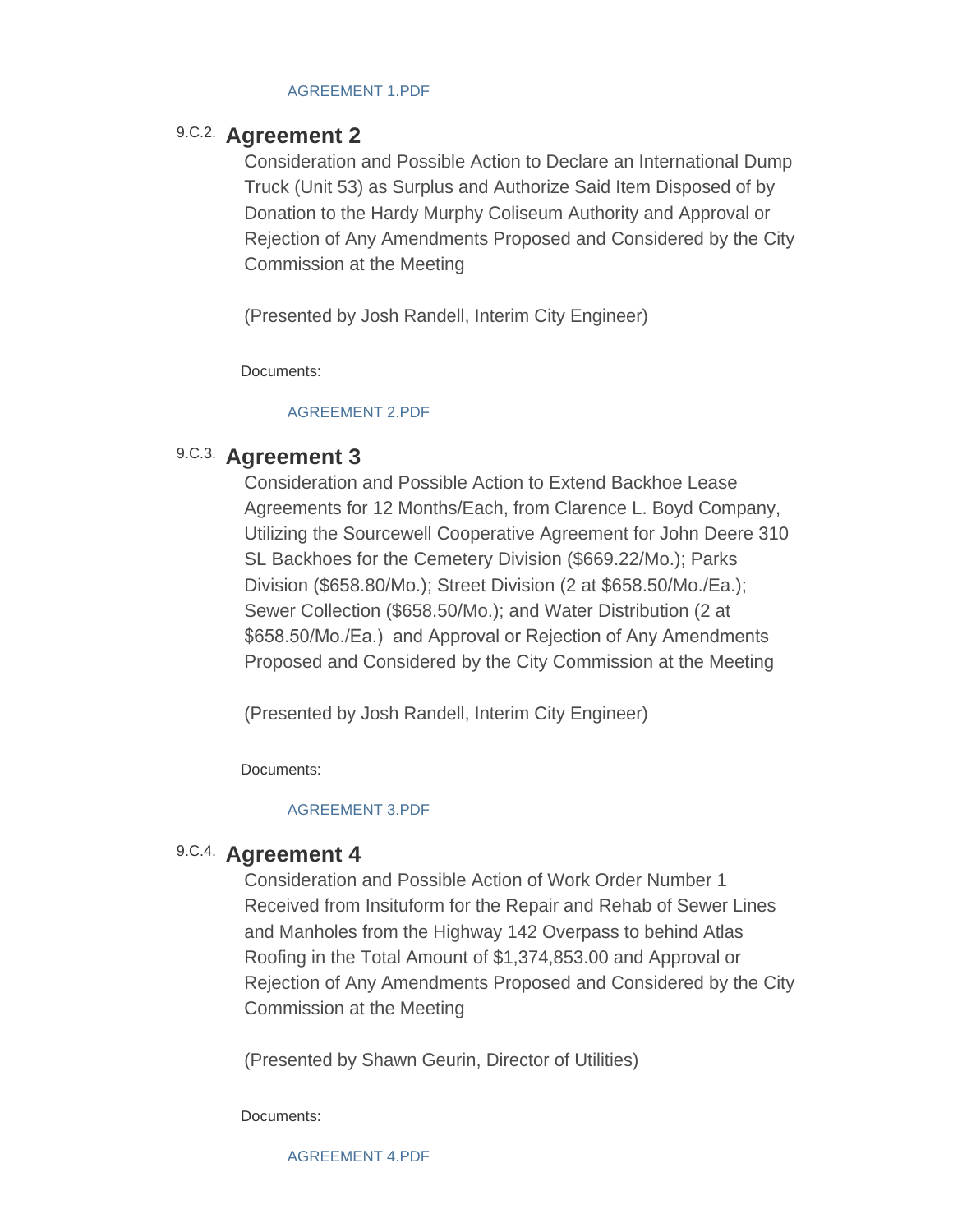AGREEMENT 1.PDF

### 9.C.2. Agreement 2

Consideration and Possible Action to Declare an International Dump Truck (Unit 53) as Surplus and Authorize Said Item Disposed of by Donation to the Hardy Murphy Coliseum Authority and Approval or Rejection of Any Amendments Proposed and Considered by the City Commission at the Meeting

(Presented by Josh Randell, Interim City Engineer)

Documents:

AGREEMENT 2.PDF

### 9.C.3. Agreement 3

Consideration and Possible Action to Extend Backhoe Lease Agreements for 12 Months/Each, from Clarence L. Boyd Company, Utilizing the Sourcewell Cooperative Agreement for John Deere 310 SL Backhoes for the Cemetery Division ($669.22/Mo.); Parks Division ($658.80/Mo.); Street Division (2 at $658.50/Mo./Ea.); Sewer Collection ($658.50/Mo.); and Water Distribution (2 at $658.50/Mo./Ea.) and Approval or Rejection of Any Amendments Proposed and Considered by the City Commission at the Meeting

(Presented by Josh Randell, Interim City Engineer)

Documents:

AGREEMENT 3.PDF

### 9.C.4. Agreement 4

Consideration and Possible Action of Work Order Number 1 Received from Insituform for the Repair and Rehab of Sewer Lines and Manholes from the Highway 142 Overpass to behind Atlas Roofing in the Total Amount of $1,374,853.00 and Approval or Rejection of Any Amendments Proposed and Considered by the City Commission at the Meeting

(Presented by Shawn Geurin, Director of Utilities)

Documents:

AGREEMENT 4.PDF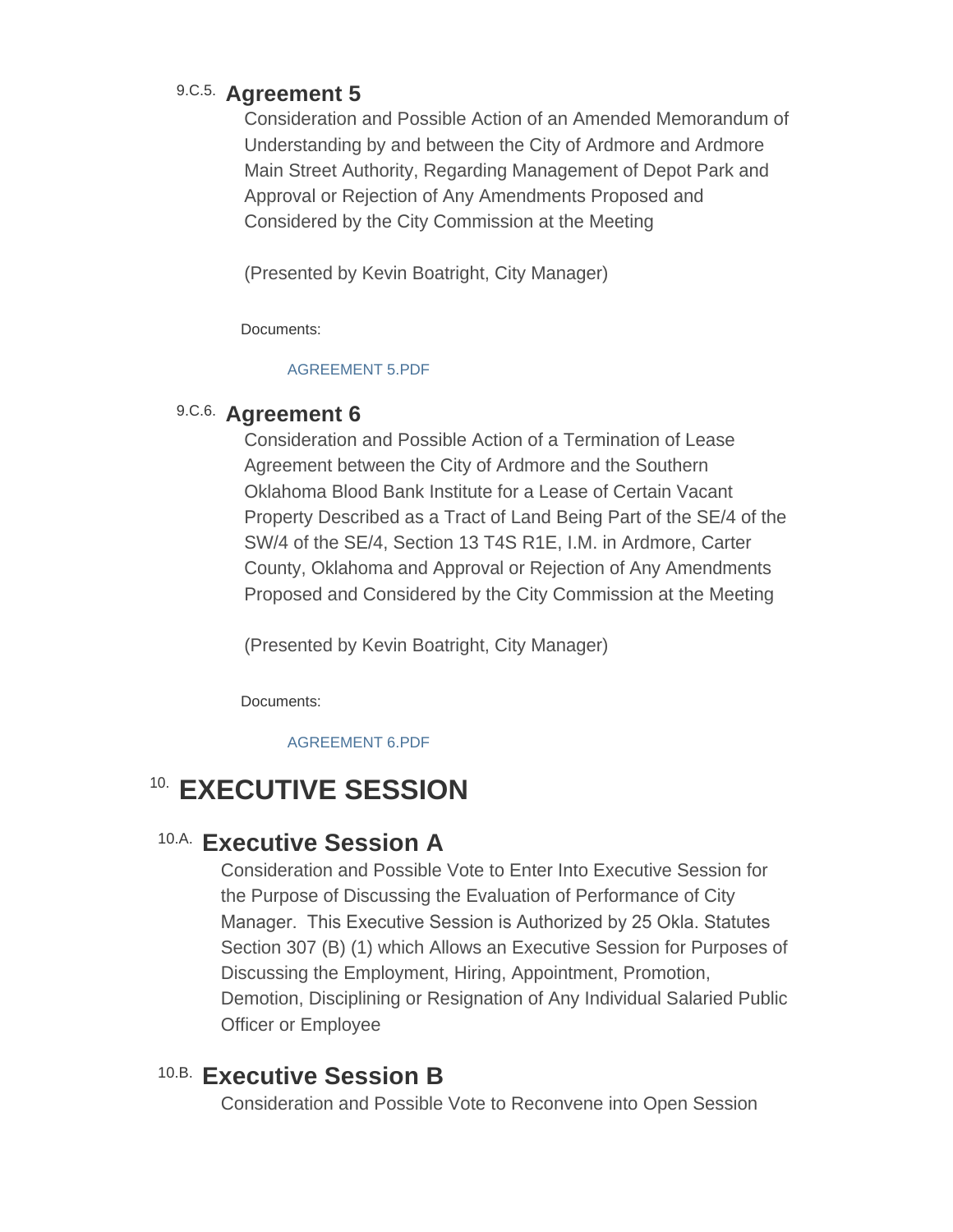### 9.C.5. Agreement 5

Consideration and Possible Action of an Amended Memorandum of Understanding by and between the City of Ardmore and Ardmore Main Street Authority, Regarding Management of Depot Park and Approval or Rejection of Any Amendments Proposed and Considered by the City Commission at the Meeting

(Presented by Kevin Boatright, City Manager)

Documents:

AGREEMENT 5.PDF

### 9.C.6. Agreement 6

Consideration and Possible Action of a Termination of Lease Agreement between the City of Ardmore and the Southern Oklahoma Blood Bank Institute for a Lease of Certain Vacant Property Described as a Tract of Land Being Part of the SE/4 of the SW/4 of the SE/4, Section 13 T4S R1E, I.M. in Ardmore, Carter County, Oklahoma and Approval or Rejection of Any Amendments Proposed and Considered by the City Commission at the Meeting

(Presented by Kevin Boatright, City Manager)

Documents:

AGREEMENT 6.PDF

# 10. EXECUTIVE SESSION

## 10.A. Executive Session A

Consideration and Possible Vote to Enter Into Executive Session for the Purpose of Discussing the Evaluation of Performance of City Manager. This Executive Session is Authorized by 25 Okla. Statutes Section 307 (B) (1) which Allows an Executive Session for Purposes of Discussing the Employment, Hiring, Appointment, Promotion, Demotion, Disciplining or Resignation of Any Individual Salaried Public Officer or Employee

## 10.B. Executive Session B

Consideration and Possible Vote to Reconvene into Open Session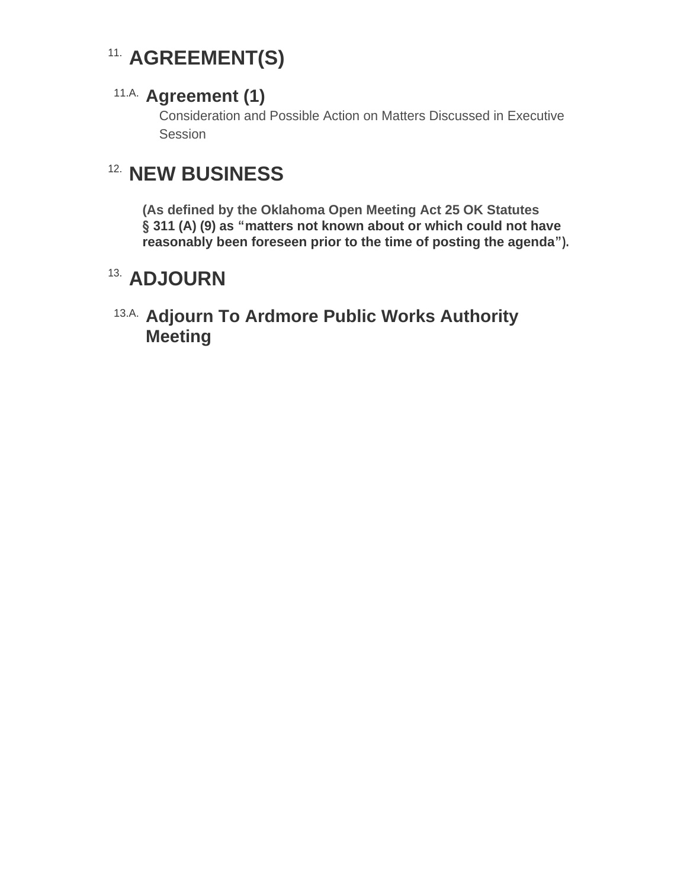## 11. AGREEMENT(S)

### 11.A. Agreement (1)

Consideration and Possible Action on Matters Discussed in Executive Session

## 12. NEW BUSINESS

**(As defined by the Oklahoma Open Meeting Act 25 OK Statutes § 311 (A) (9) as "matters not known about or which could not have reasonably been foreseen prior to the time of posting the agenda").**

## 13. ADJOURN

### 13.A. Adjourn To Ardmore Public Works Authority Meeting